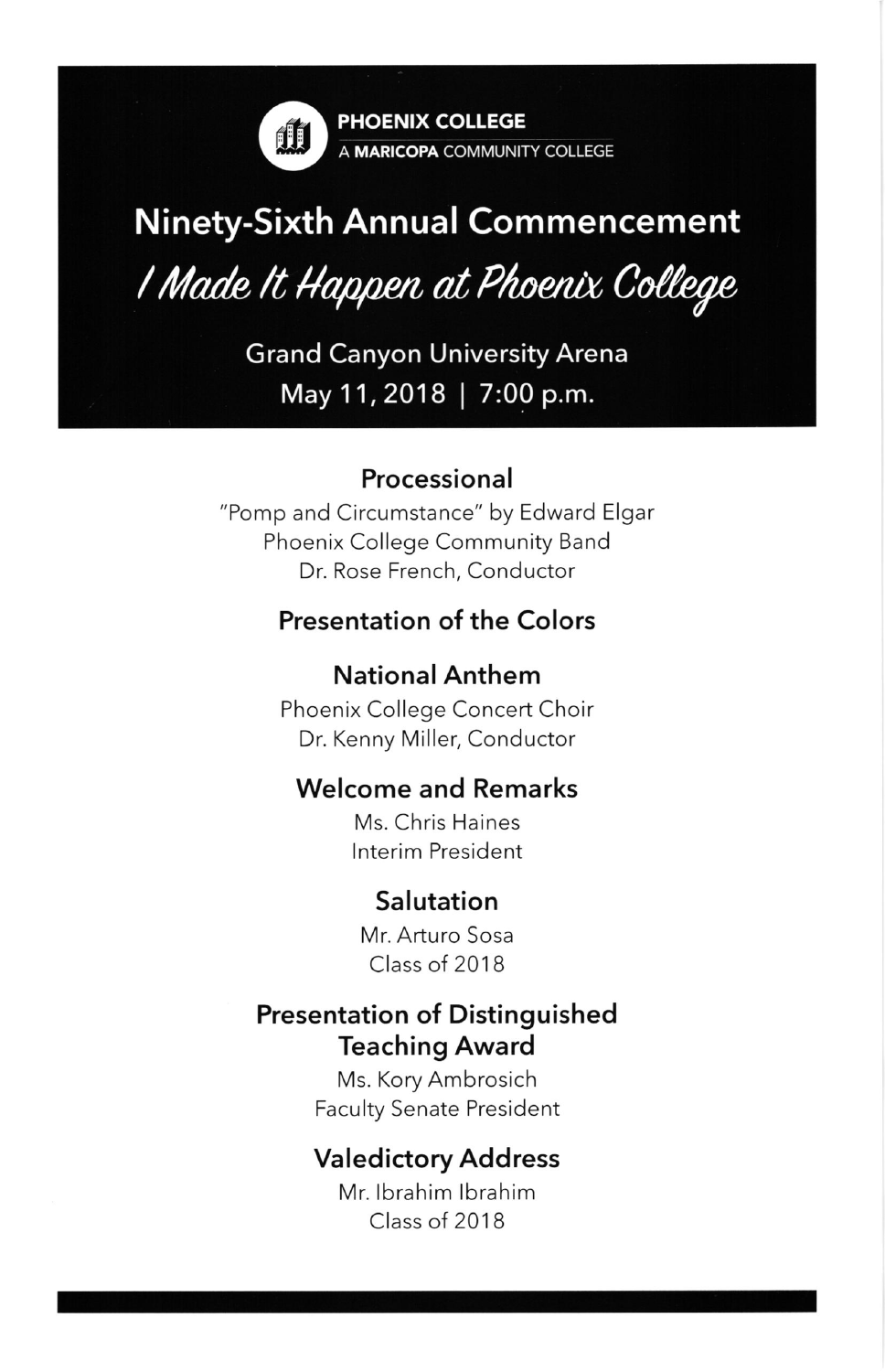PHOENIX COLLEGE
A **MARICOPA** COMMUNITY COLLEGE

# Ninety-Sixth Annual Commencement

*I Made It Happen at Phoenix College*

Grand Canyon University Arena
May 11, 2018 | 7:00 p.m.

## Processional

"Pomp and Circumstance" by Edward Elgar
Phoenix College Community Band
Dr. Rose French, Conductor

## Presentation of the Colors

## National Anthem

Phoenix College Concert Choir
Dr. Kenny Miller, Conductor

## Welcome and Remarks

Ms. Chris Haines
Interim President

## Salutation

Mr. Arturo Sosa
Class of 2018

## Presentation of Distinguished Teaching Award

Ms. Kory Ambrosich
Faculty Senate President

## Valedictory Address

Mr. Ibrahim Ibrahim
Class of 2018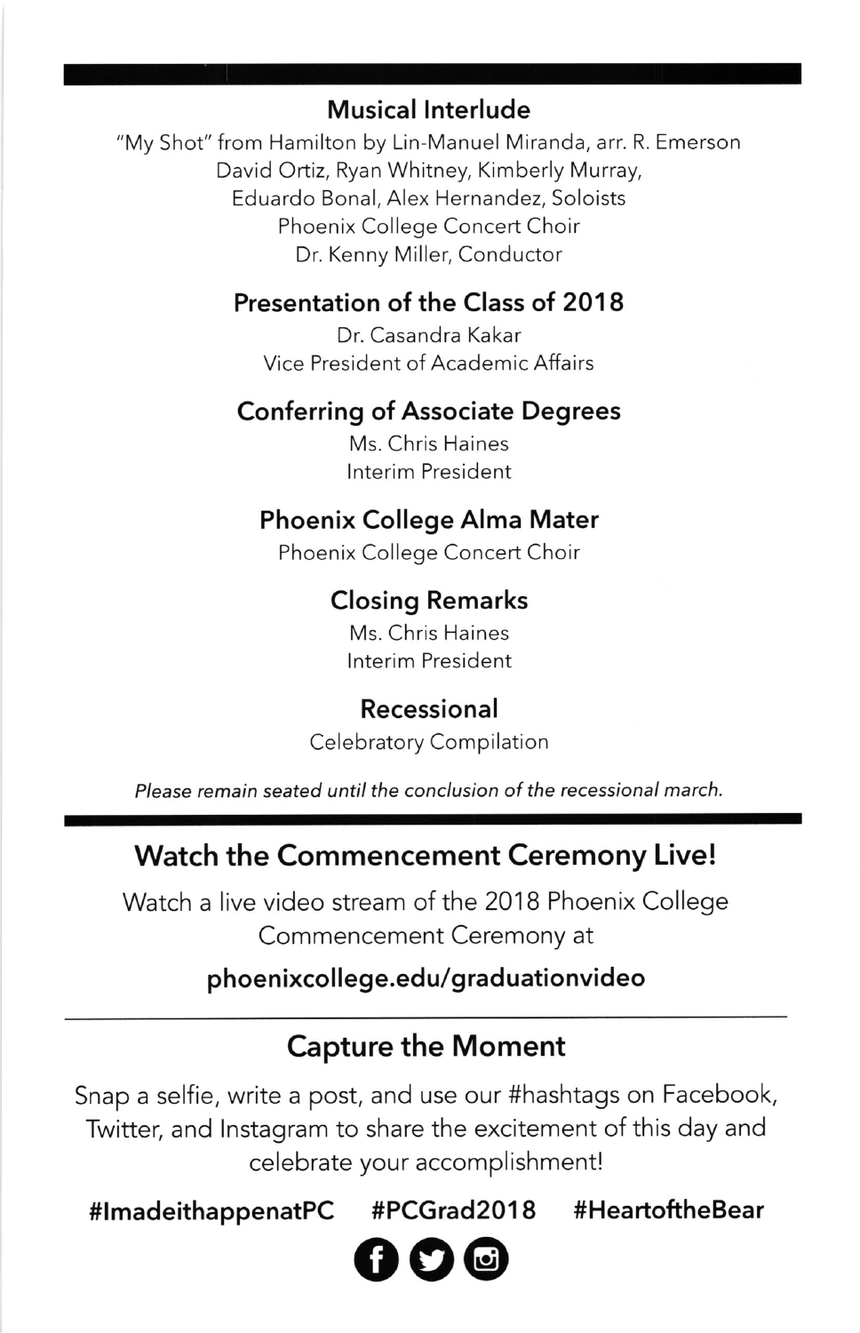## Musical Interlude

"My Shot" from Hamilton by Lin-Manuel Miranda, arr. R. Emerson
David Ortiz, Ryan Whitney, Kimberly Murray,
Eduardo Bonal, Alex Hernandez, Soloists
Phoenix College Concert Choir
Dr. Kenny Miller, Conductor

## Presentation of the Class of 2018

Dr. Casandra Kakar
Vice President of Academic Affairs

## Conferring of Associate Degrees

Ms. Chris Haines
Interim President

## Phoenix College Alma Mater

Phoenix College Concert Choir

## Closing Remarks

Ms. Chris Haines
Interim President

## Recessional

Celebratory Compilation

*Please remain seated until the conclusion of the recessional march.*

## Watch the Commencement Ceremony Live!

Watch a live video stream of the 2018 Phoenix College Commencement Ceremony at

**phoenixcollege.edu/graduationvideo**

## Capture the Moment

Snap a selfie, write a post, and use our #hashtags on Facebook, Twitter, and Instagram to share the excitement of this day and celebrate your accomplishment!

**#ImadeithappenatPC #PCGrad2018 #HeartoftheBear**